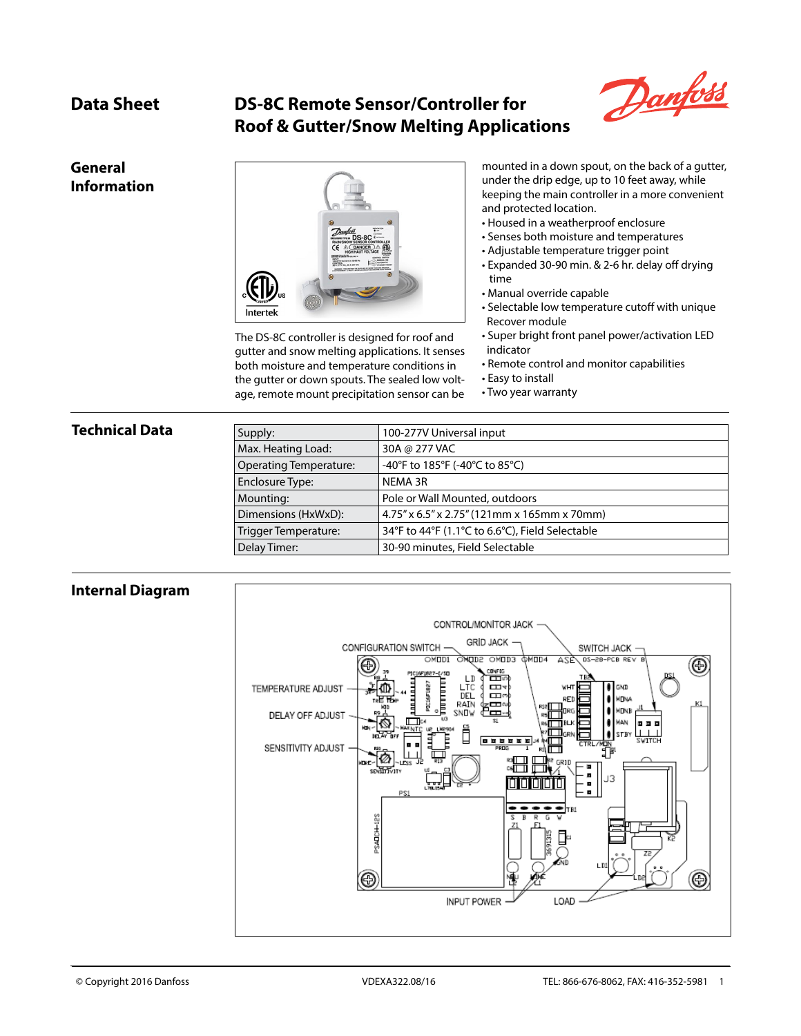# Data Sheet

## DS-8C Remote Sensor/Controller for Roof & Gutter/Snow Melting Applications

## General Information

The DS-8C controller is designed for roof and gutter and snow melting applications. It senses both moisture and temperature conditions in the gutter or down spouts. The sealed low voltage, remote mount precipitation sensor can be mounted in a down spout, on the back of a gutter, under the drip edge, up to 10 feet away, while keeping the main controller in a more convenient and protected location.

- Housed in a weatherproof enclosure
- Senses both moisture and temperatures
- Adjustable temperature trigger point
- Expanded 30-90 min. & 2-6 hr. delay off drying time
- Manual override capable
- Selectable low temperature cutoff with unique Recover module
- Super bright front panel power/activation LED indicator
- Remote control and monitor capabilities
- Easy to install
- Two year warranty

## Technical Data

| | |
|---|---|
| Supply: | 100-277V Universal input |
| Max. Heating Load: | 30A @ 277 VAC |
| Operating Temperature: | -40°F to 185°F (-40°C to 85°C) |
| Enclosure Type: | NEMA 3R |
| Mounting: | Pole or Wall Mounted, outdoors |
| Dimensions (HxWxD): | 4.75" x 6.5" x 2.75" (121mm x 165mm x 70mm) |
| Trigger Temperature: | 34°F to 44°F (1.1°C to 6.6°C), Field Selectable |
| Delay Timer: | 30-90 minutes, Field Selectable |

## Internal Diagram

© Copyright 2016 Danfoss VDEXA322.08/16 TEL: 866-676-8062, FAX: 416-352-5981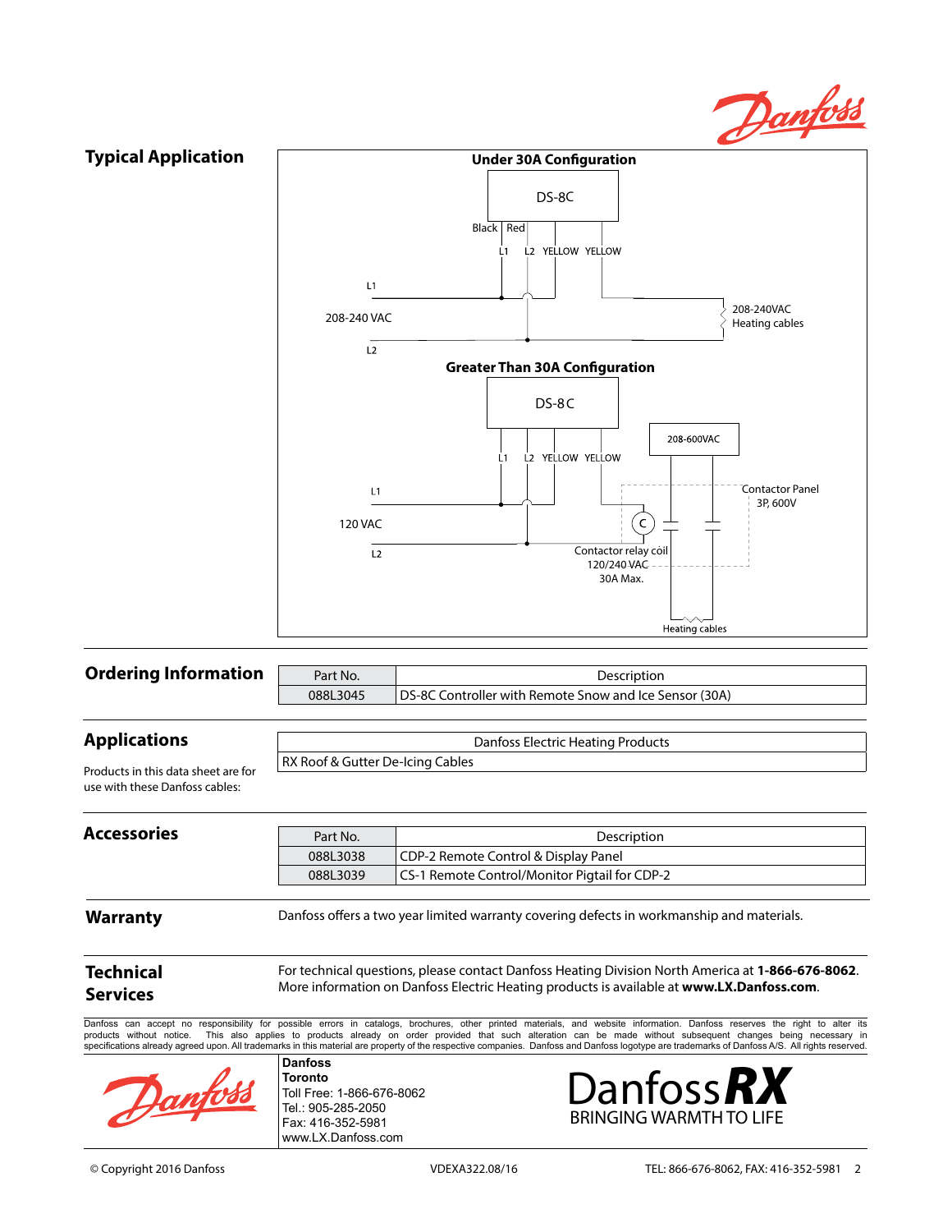## Typical Application

Under 30A Configuration

DS-8C

Black Red

L1 L2 YELLOW YELLOW

L1

208-240 VAC

L2

208-240VAC
Heating cables

Greater Than 30A Configuration

DS-8C

L1 L2 YELLOW YELLOW

208-600VAC

L1

120 VAC

L2

C

Contactor Panel
3P, 600V

Contactor relay coil
120/240 VAC
30A Max.

Heating cables

## Ordering Information

| Part No. | Description |
|---|---|
| 088L3045 | DS-8C Controller with Remote Snow and Ice Sensor (30A) |

## Applications

Products in this data sheet are for use with these Danfoss cables:

| Danfoss Electric Heating Products |
|---|
| RX Roof & Gutter De-Icing Cables |

## Accessories

| Part No. | Description |
|---|---|
| 088L3038 | CDP-2 Remote Control & Display Panel |
| 088L3039 | CS-1 Remote Control/Monitor Pigtail for CDP-2 |

## Warranty

Danfoss offers a two year limited warranty covering defects in workmanship and materials.

## Technical Services

For technical questions, please contact Danfoss Heating Division North America at **1-866-676-8062**.
More information on Danfoss Electric Heating products is available at **www.LX.Danfoss.com**.

Danfoss can accept no responsibility for possible errors in catalogs, brochures, other printed materials, and website information. Danfoss reserves the right to alter its products without notice. This also applies to products already on order provided that such alteration can be made without subsequent changes being necessary in specifications already agreed upon. All trademarks in this material are property of the respective companies. Danfoss and Danfoss logotype are trademarks of Danfoss A/S. All rights reserved.

**Danfoss**
**Toronto**
Toll Free: 1-866-676-8062
Tel.: 905-285-2050
Fax: 416-352-5981
www.LX.Danfoss.com

Danfoss **RX**
BRINGING WARMTH TO LIFE

© Copyright 2016 Danfoss VDEXA322.08/16 TEL: 866-676-8062, FAX: 416-352-5981